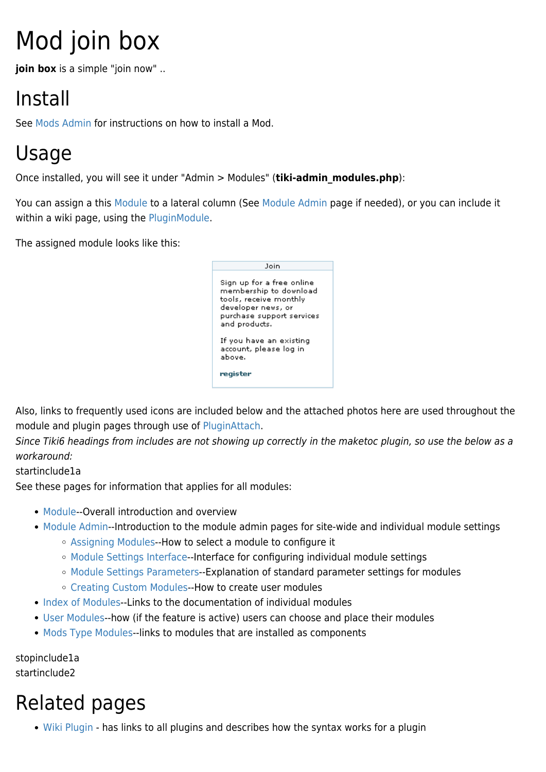# Mod join box

**join box** is a simple "join now" ..

# Install

See Mods Admin for instructions on how to install a Mod.

# Usage

Once installed, you will see it under "Admin > Modules" (**tiki-admin_modules.php**):

You can assign a this Module to a lateral column (See Module Admin page if needed), or you can include it within a wiki page, using the PluginModule.

The assigned module looks like this:

Join

Sign up for a free online membership to download tools, receive monthly developer news, or purchase support services and products.

If you have an existing account, please log in above.

register

Also, links to frequently used icons are included below and the attached photos here are used throughout the module and plugin pages through use of PluginAttach.
*Since Tiki6 headings from includes are not showing up correctly in the maketoc plugin, so use the below as a workaround:*
startinclude1a
See these pages for information that applies for all modules:

- Module--Overall introduction and overview
- Module Admin--Introduction to the module admin pages for site-wide and individual module settings
  - Assigning Modules--How to select a module to configure it
  - Module Settings Interface--Interface for configuring individual module settings
  - Module Settings Parameters--Explanation of standard parameter settings for modules
  - Creating Custom Modules--How to create user modules
- Index of Modules--Links to the documentation of individual modules
- User Modules--how (if the feature is active) users can choose and place their modules
- Mods Type Modules--links to modules that are installed as components

stopinclude1a
startinclude2

# Related pages

- Wiki Plugin - has links to all plugins and describes how the syntax works for a plugin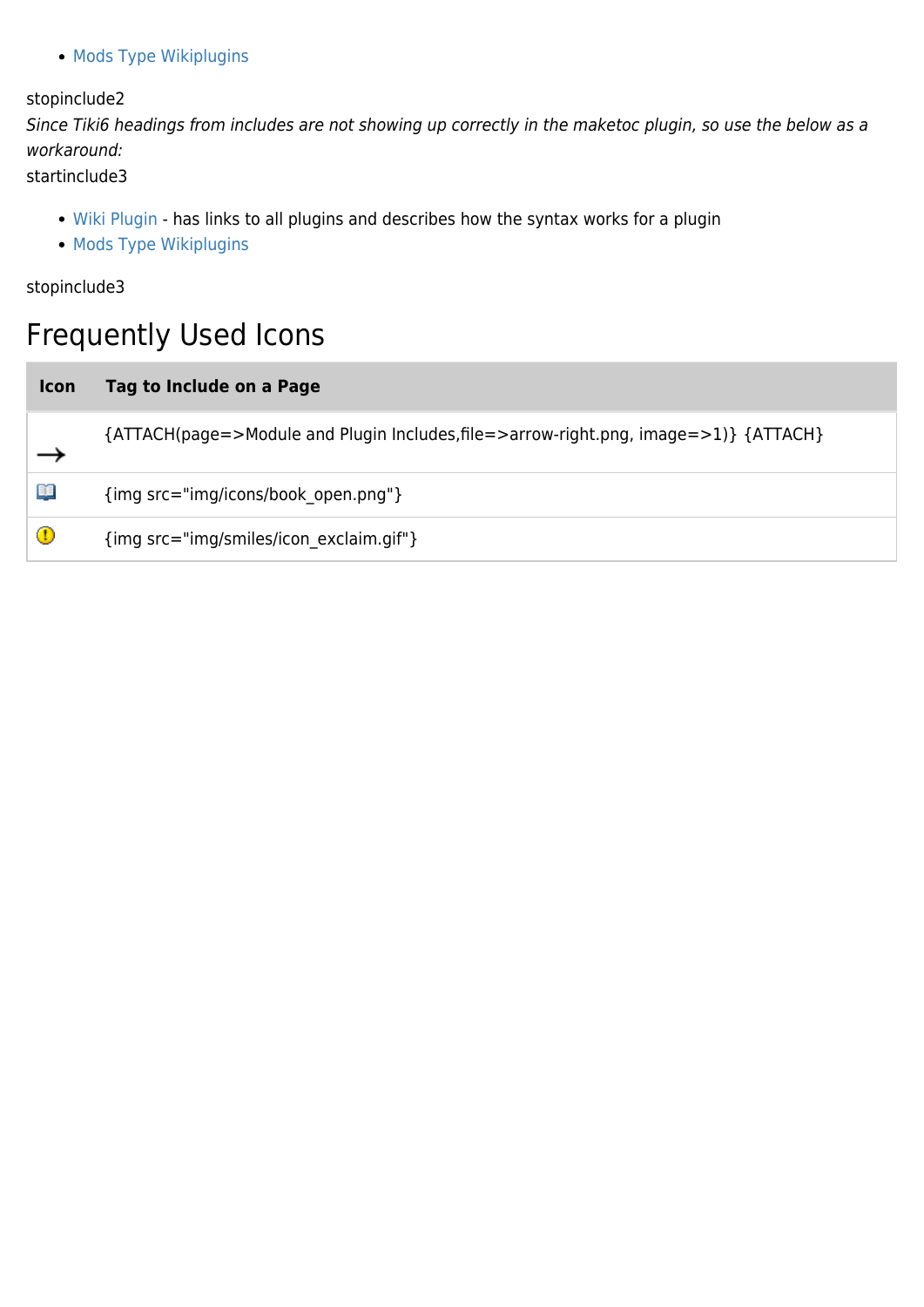- Mods Type Wikiplugins

stopinclude2

*Since Tiki6 headings from includes are not showing up correctly in the maketoc plugin, so use the below as a workaround:*

startinclude3

- Wiki Plugin - has links to all plugins and describes how the syntax works for a plugin
- Mods Type Wikiplugins

stopinclude3

# Frequently Used Icons

| Icon | Tag to Include on a Page |
|---|---|
| → | {ATTACH(page=>Module and Plugin Includes,file=>arrow-right.png, image=>1)} {ATTACH} |
| | {img src="img/icons/book_open.png"} |
| | {img src="img/smiles/icon_exclaim.gif"} |